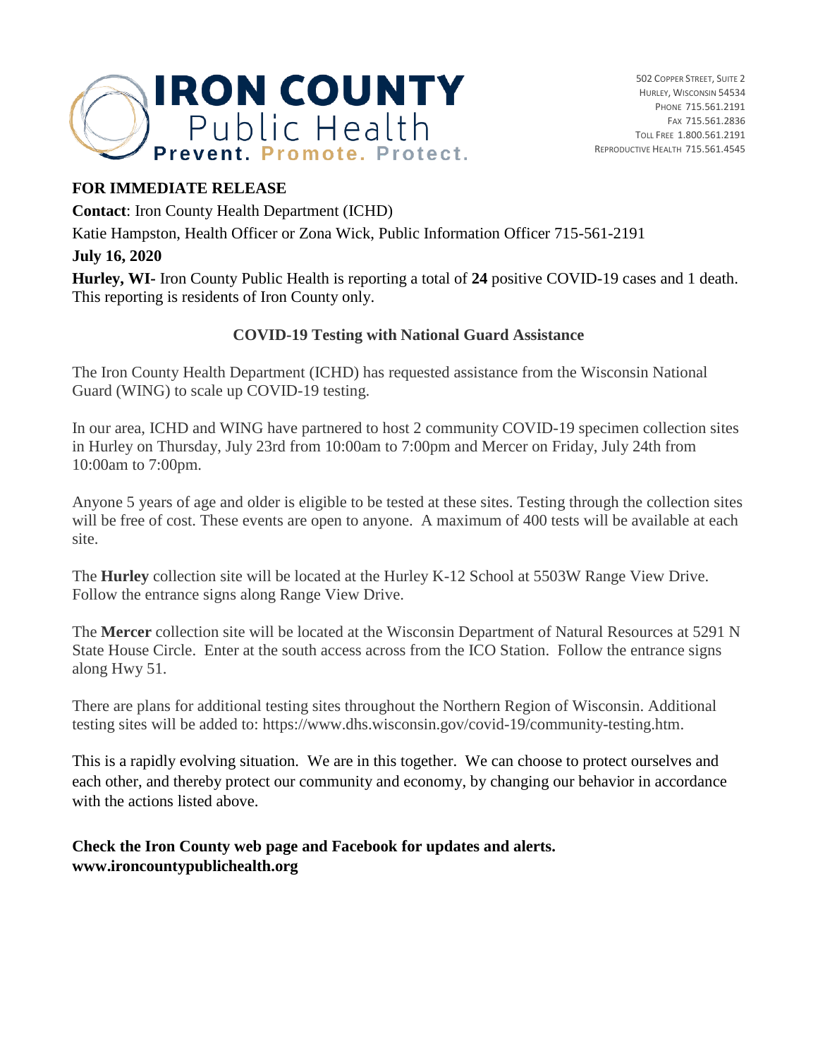**IRON COUNTY** Public Health
**Prevent. Promote. Protect.**

502 COPPER STREET, SUITE 2
HURLEY, WISCONSIN 54534
PHONE 715.561.2191
FAX 715.561.2836
TOLL FREE 1.800.561.2191
REPRODUCTIVE HEALTH 715.561.4545

**FOR IMMEDIATE RELEASE**

**Contact**: Iron County Health Department (ICHD)

Katie Hampston, Health Officer or Zona Wick, Public Information Officer 715-561-2191

**July 16, 2020**

**Hurley, WI-** Iron County Public Health is reporting a total of **24** positive COVID-19 cases and 1 death. This reporting is residents of Iron County only.

## COVID-19 Testing with National Guard Assistance

The Iron County Health Department (ICHD) has requested assistance from the Wisconsin National Guard (WING) to scale up COVID-19 testing.

In our area, ICHD and WING have partnered to host 2 community COVID-19 specimen collection sites in Hurley on Thursday, July 23rd from 10:00am to 7:00pm and Mercer on Friday, July 24th from 10:00am to 7:00pm.

Anyone 5 years of age and older is eligible to be tested at these sites. Testing through the collection sites will be free of cost. These events are open to anyone. A maximum of 400 tests will be available at each site.

The **Hurley** collection site will be located at the Hurley K-12 School at 5503W Range View Drive. Follow the entrance signs along Range View Drive.

The **Mercer** collection site will be located at the Wisconsin Department of Natural Resources at 5291 N State House Circle. Enter at the south access across from the ICO Station. Follow the entrance signs along Hwy 51.

There are plans for additional testing sites throughout the Northern Region of Wisconsin. Additional testing sites will be added to: https://www.dhs.wisconsin.gov/covid-19/community-testing.htm.

This is a rapidly evolving situation. We are in this together. We can choose to protect ourselves and each other, and thereby protect our community and economy, by changing our behavior in accordance with the actions listed above.

**Check the Iron County web page and Facebook for updates and alerts.**
**www.ironcountypublichealth.org**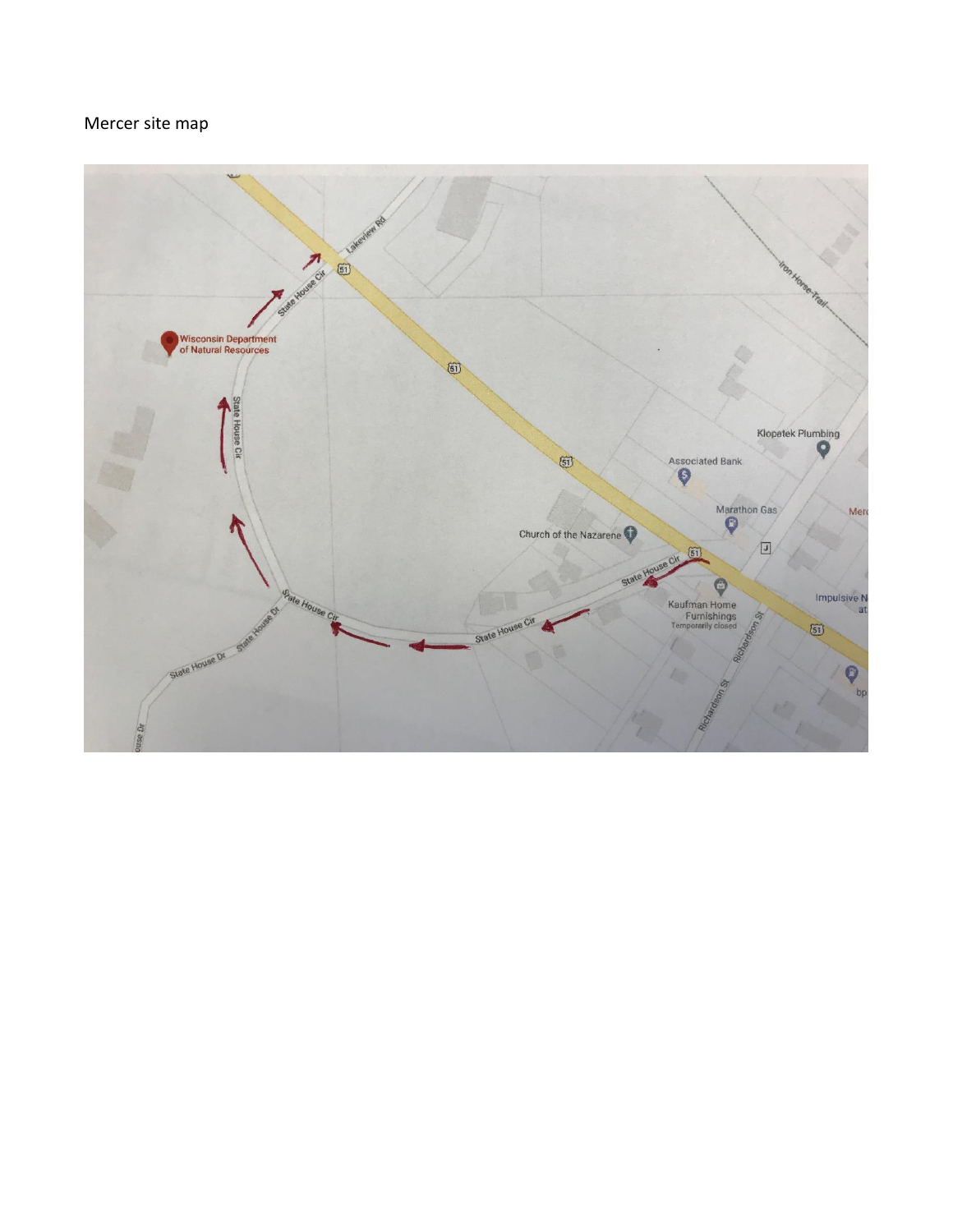Mercer site map

Lakeview Rd

State House Cir

51

Wisconsin Department of Natural Resources

Iron Horse Trail

Klopetek Plumbing

Associated Bank

Marathon Gas

Church of the Nazarene

J

Kaufman Home Furnishings
Temporarily closed

Impulsive N at

Richardson St

bp

State House Dr